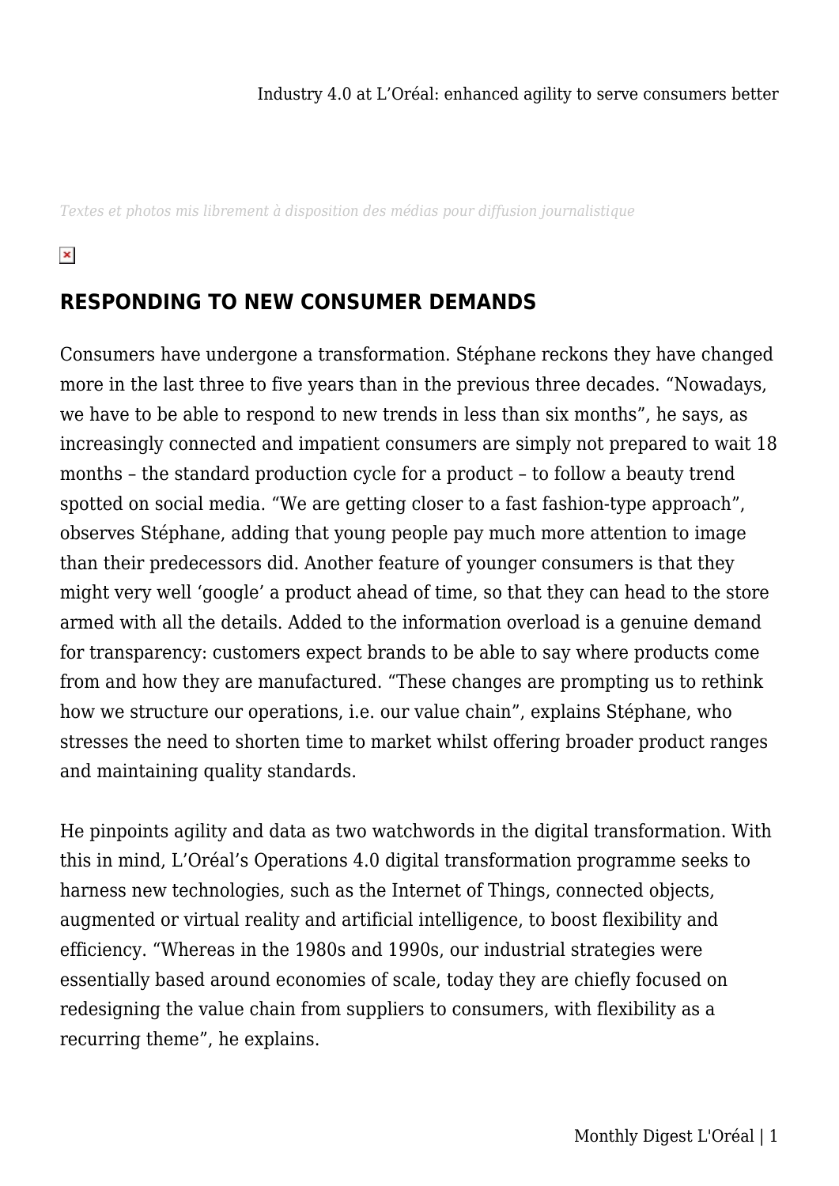# Industry 4.0 at L'Oréal: enhanced agility to serve consumers better

*Textes et photos mis librement à disposition des médias pour diffusion journalistique*

## RESPONDING TO NEW CONSUMER DEMANDS

Consumers have undergone a transformation. Stéphane reckons they have changed more in the last three to five years than in the previous three decades. "Nowadays, we have to be able to respond to new trends in less than six months", he says, as increasingly connected and impatient consumers are simply not prepared to wait 18 months – the standard production cycle for a product – to follow a beauty trend spotted on social media. "We are getting closer to a fast fashion-type approach", observes Stéphane, adding that young people pay much more attention to image than their predecessors did. Another feature of younger consumers is that they might very well 'google' a product ahead of time, so that they can head to the store armed with all the details. Added to the information overload is a genuine demand for transparency: customers expect brands to be able to say where products come from and how they are manufactured. "These changes are prompting us to rethink how we structure our operations, i.e. our value chain", explains Stéphane, who stresses the need to shorten time to market whilst offering broader product ranges and maintaining quality standards.

He pinpoints agility and data as two watchwords in the digital transformation. With this in mind, L'Oréal's Operations 4.0 digital transformation programme seeks to harness new technologies, such as the Internet of Things, connected objects, augmented or virtual reality and artificial intelligence, to boost flexibility and efficiency. "Whereas in the 1980s and 1990s, our industrial strategies were essentially based around economies of scale, today they are chiefly focused on redesigning the value chain from suppliers to consumers, with flexibility as a recurring theme", he explains.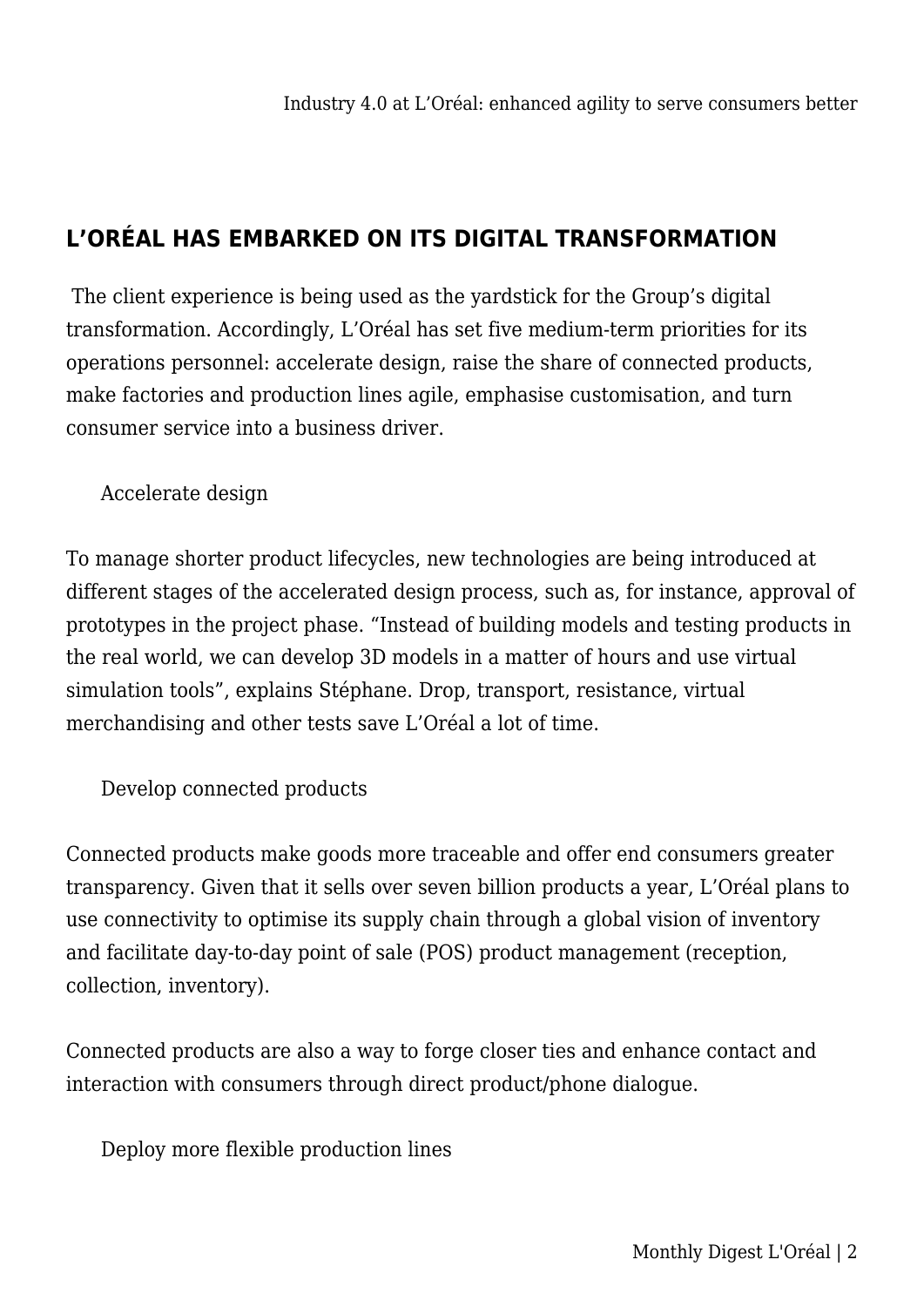## L'ORÉAL HAS EMBARKED ON ITS DIGITAL TRANSFORMATION

The client experience is being used as the yardstick for the Group's digital transformation. Accordingly, L'Oréal has set five medium-term priorities for its operations personnel: accelerate design, raise the share of connected products, make factories and production lines agile, emphasise customisation, and turn consumer service into a business driver.

### Accelerate design

To manage shorter product lifecycles, new technologies are being introduced at different stages of the accelerated design process, such as, for instance, approval of prototypes in the project phase. "Instead of building models and testing products in the real world, we can develop 3D models in a matter of hours and use virtual simulation tools", explains Stéphane. Drop, transport, resistance, virtual merchandising and other tests save L'Oréal a lot of time.

### Develop connected products

Connected products make goods more traceable and offer end consumers greater transparency. Given that it sells over seven billion products a year, L'Oréal plans to use connectivity to optimise its supply chain through a global vision of inventory and facilitate day-to-day point of sale (POS) product management (reception, collection, inventory).

Connected products are also a way to forge closer ties and enhance contact and interaction with consumers through direct product/phone dialogue.

### Deploy more flexible production lines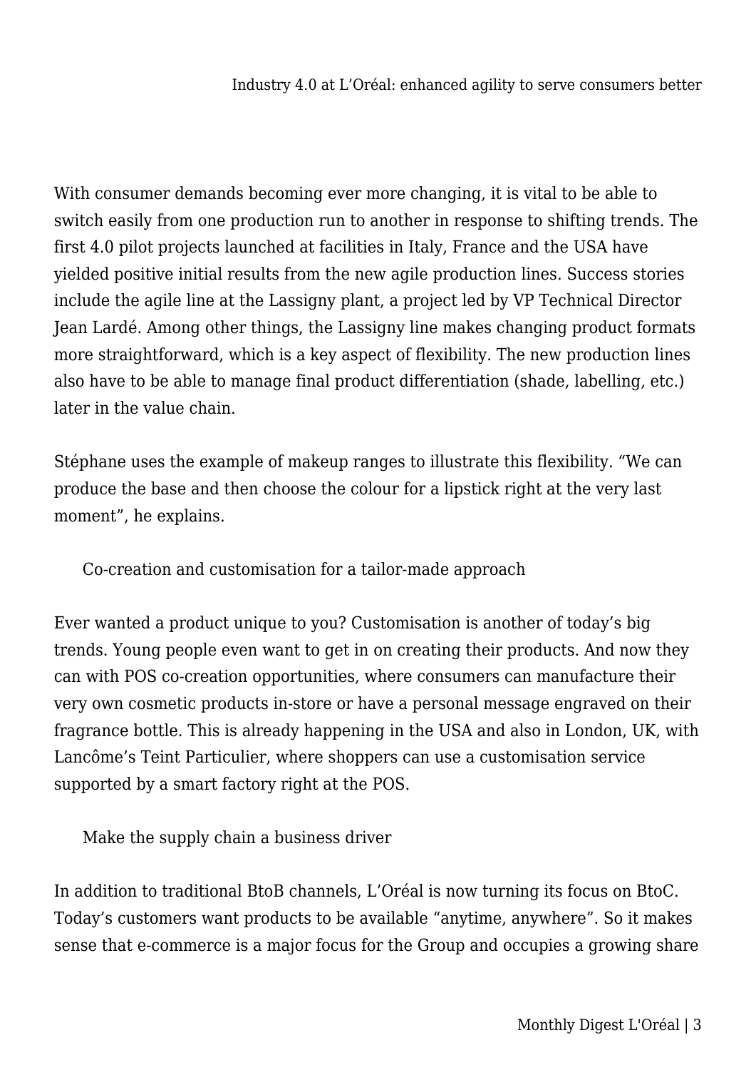With consumer demands becoming ever more changing, it is vital to be able to switch easily from one production run to another in response to shifting trends. The first 4.0 pilot projects launched at facilities in Italy, France and the USA have yielded positive initial results from the new agile production lines. Success stories include the agile line at the Lassigny plant, a project led by VP Technical Director Jean Lardé. Among other things, the Lassigny line makes changing product formats more straightforward, which is a key aspect of flexibility. The new production lines also have to be able to manage final product differentiation (shade, labelling, etc.) later in the value chain.

Stéphane uses the example of makeup ranges to illustrate this flexibility. “We can produce the base and then choose the colour for a lipstick right at the very last moment”, he explains.

## Co-creation and customisation for a tailor-made approach

Ever wanted a product unique to you? Customisation is another of today’s big trends. Young people even want to get in on creating their products. And now they can with POS co-creation opportunities, where consumers can manufacture their very own cosmetic products in-store or have a personal message engraved on their fragrance bottle. This is already happening in the USA and also in London, UK, with Lancôme’s Teint Particulier, where shoppers can use a customisation service supported by a smart factory right at the POS.

## Make the supply chain a business driver

In addition to traditional BtoB channels, L’Oréal is now turning its focus on BtoC. Today’s customers want products to be available “anytime, anywhere”. So it makes sense that e-commerce is a major focus for the Group and occupies a growing share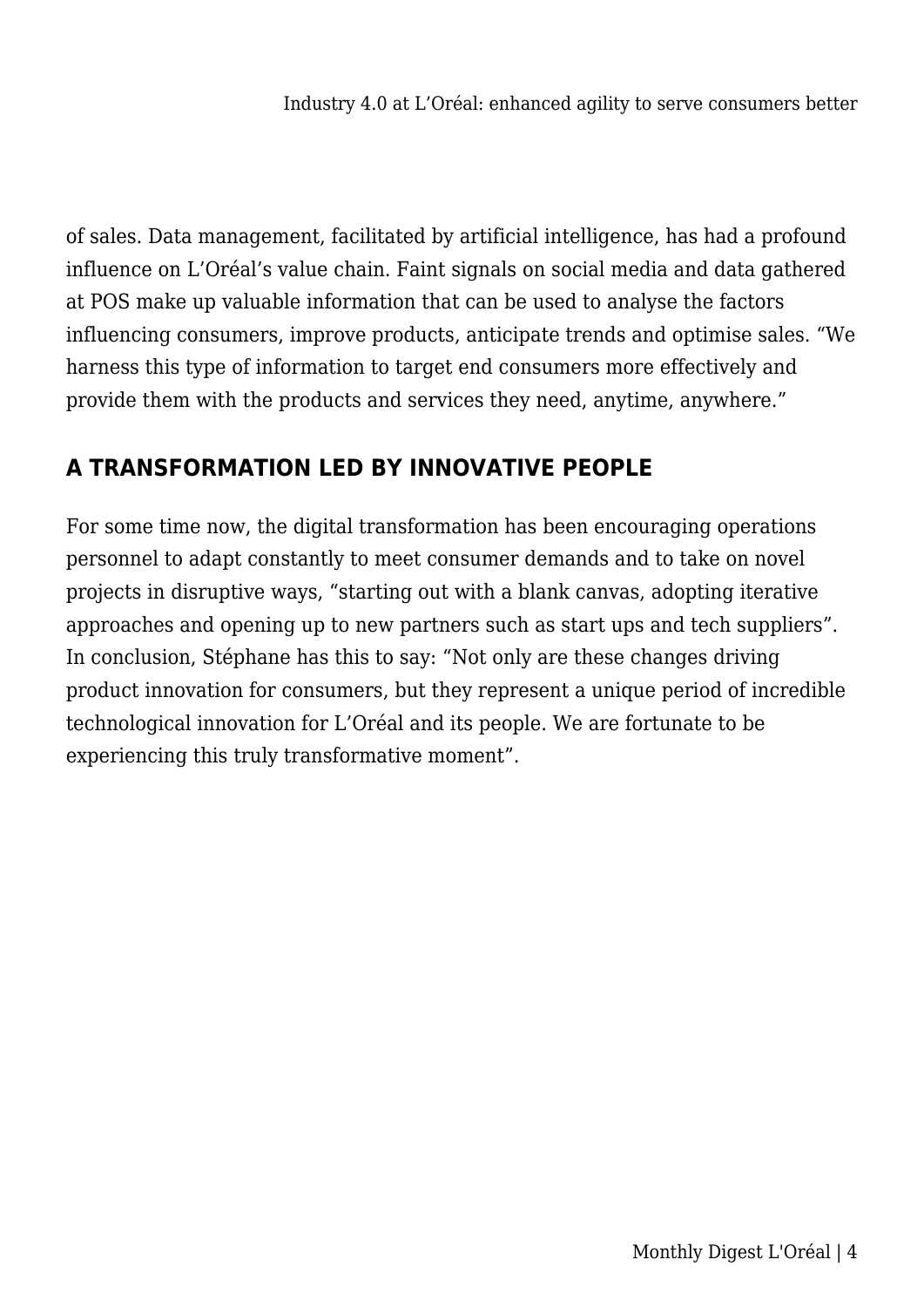of sales. Data management, facilitated by artificial intelligence, has had a profound influence on L'Oréal's value chain. Faint signals on social media and data gathered at POS make up valuable information that can be used to analyse the factors influencing consumers, improve products, anticipate trends and optimise sales. "We harness this type of information to target end consumers more effectively and provide them with the products and services they need, anytime, anywhere."

## A TRANSFORMATION LED BY INNOVATIVE PEOPLE

For some time now, the digital transformation has been encouraging operations personnel to adapt constantly to meet consumer demands and to take on novel projects in disruptive ways, "starting out with a blank canvas, adopting iterative approaches and opening up to new partners such as start ups and tech suppliers". In conclusion, Stéphane has this to say: "Not only are these changes driving product innovation for consumers, but they represent a unique period of incredible technological innovation for L'Oréal and its people. We are fortunate to be experiencing this truly transformative moment".